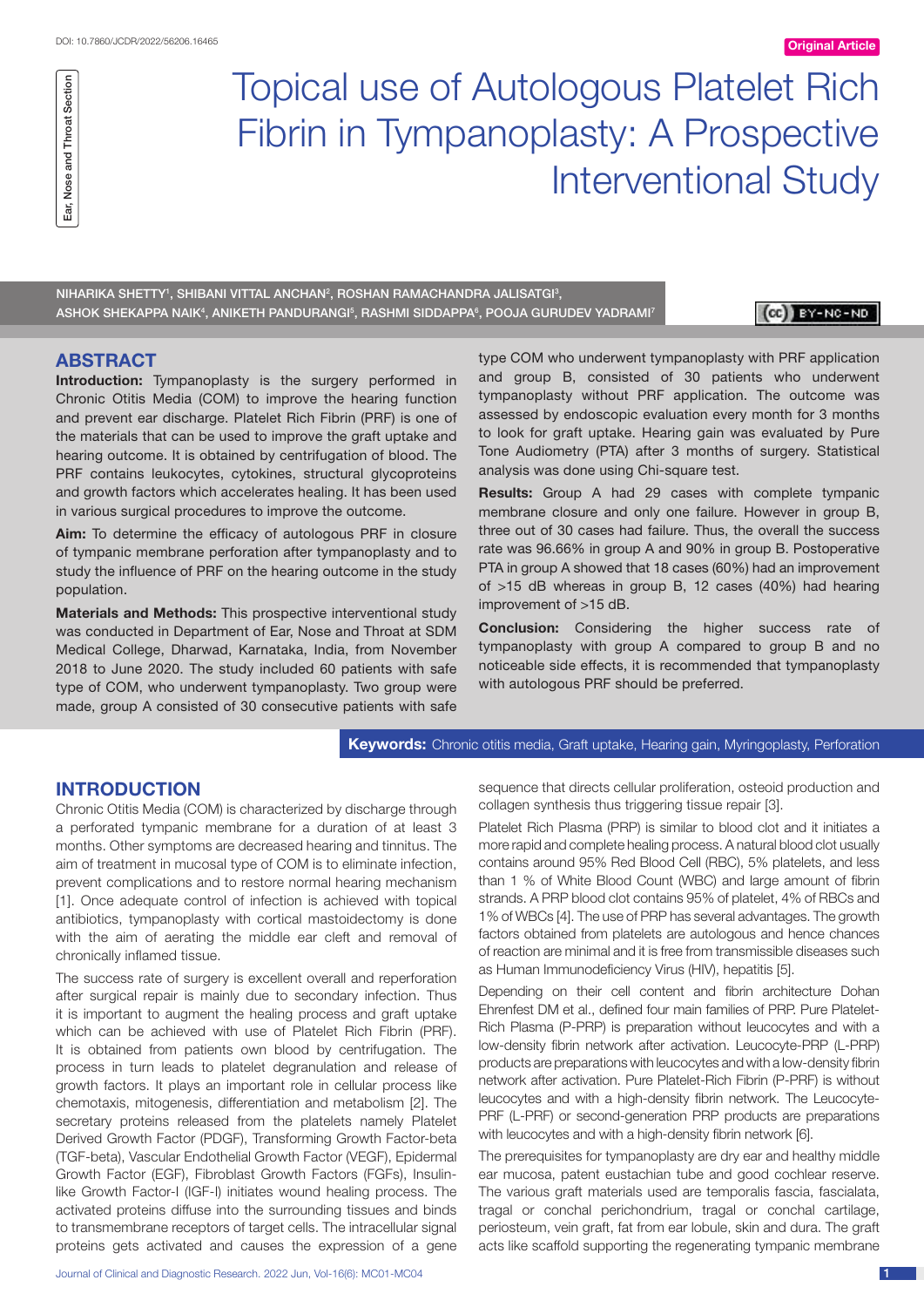Original Article

Ear, Nose and Throat Section

# Topical use of Autologous Platelet Rich Fibrin in Tympanoplasty: A Prospective Interventional Study

NIHARIKA SHETTY[1], SHIBANI VITTAL ANCHAN[2], ROSHAN RAMACHANDRA JALISATGI[3], ASHOK SHEKAPPA NAIK[4], ANIKETH PANDURANGI[5], RASHMI SIDDAPPA[6], POOJA GURUDEV YADRAMI[7]

## ABSTRACT

**Introduction:** Tympanoplasty is the surgery performed in Chronic Otitis Media (COM) to improve the hearing function and prevent ear discharge. Platelet Rich Fibrin (PRF) is one of the materials that can be used to improve the graft uptake and hearing outcome. It is obtained by centrifugation of blood. The PRF contains leukocytes, cytokines, structural glycoproteins and growth factors which accelerates healing. It has been used in various surgical procedures to improve the outcome.

**Aim:** To determine the efficacy of autologous PRF in closure of tympanic membrane perforation after tympanoplasty and to study the influence of PRF on the hearing outcome in the study population.

**Materials and Methods:** This prospective interventional study was conducted in Department of Ear, Nose and Throat at SDM Medical College, Dharwad, Karnataka, India, from November 2018 to June 2020. The study included 60 patients with safe type of COM, who underwent tympanoplasty. Two group were made, group A consisted of 30 consecutive patients with safe type COM who underwent tympanoplasty with PRF application and group B, consisted of 30 patients who underwent tympanoplasty without PRF application. The outcome was assessed by endoscopic evaluation every month for 3 months to look for graft uptake. Hearing gain was evaluated by Pure Tone Audiometry (PTA) after 3 months of surgery. Statistical analysis was done using Chi-square test.

**Results:** Group A had 29 cases with complete tympanic membrane closure and only one failure. However in group B, three out of 30 cases had failure. Thus, the overall the success rate was 96.66% in group A and 90% in group B. Postoperative PTA in group A showed that 18 cases (60%) had an improvement of >15 dB whereas in group B, 12 cases (40%) had hearing improvement of >15 dB.

**Conclusion:** Considering the higher success rate of tympanoplasty with group A compared to group B and no noticeable side effects, it is recommended that tympanoplasty with autologous PRF should be preferred.

**Keywords:** Chronic otitis media, Graft uptake, Hearing gain, Myringoplasty, Perforation

## INTRODUCTION

Chronic Otitis Media (COM) is characterized by discharge through a perforated tympanic membrane for a duration of at least 3 months. Other symptoms are decreased hearing and tinnitus. The aim of treatment in mucosal type of COM is to eliminate infection, prevent complications and to restore normal hearing mechanism [1]. Once adequate control of infection is achieved with topical antibiotics, tympanoplasty with cortical mastoidectomy is done with the aim of aerating the middle ear cleft and removal of chronically inflamed tissue.

The success rate of surgery is excellent overall and reperforation after surgical repair is mainly due to secondary infection. Thus it is important to augment the healing process and graft uptake which can be achieved with use of Platelet Rich Fibrin (PRF). It is obtained from patients own blood by centrifugation. The process in turn leads to platelet degranulation and release of growth factors. It plays an important role in cellular process like chemotaxis, mitogenesis, differentiation and metabolism [2]. The secretary proteins released from the platelets namely Platelet Derived Growth Factor (PDGF), Transforming Growth Factor-beta (TGF-beta), Vascular Endothelial Growth Factor (VEGF), Epidermal Growth Factor (EGF), Fibroblast Growth Factors (FGFs), Insulin-like Growth Factor-I (IGF-I) initiates wound healing process. The activated proteins diffuse into the surrounding tissues and binds to transmembrane receptors of target cells. The intracellular signal proteins gets activated and causes the expression of a gene sequence that directs cellular proliferation, osteoid production and collagen synthesis thus triggering tissue repair [3].

Platelet Rich Plasma (PRP) is similar to blood clot and it initiates a more rapid and complete healing process. A natural blood clot usually contains around 95% Red Blood Cell (RBC), 5% platelets, and less than 1 % of White Blood Count (WBC) and large amount of fibrin strands. A PRP blood clot contains 95% of platelet, 4% of RBCs and 1% of WBCs [4]. The use of PRP has several advantages. The growth factors obtained from platelets are autologous and hence chances of reaction are minimal and it is free from transmissible diseases such as Human Immunodeficiency Virus (HIV), hepatitis [5].

Depending on their cell content and fibrin architecture Dohan Ehrenfest DM et al., defined four main families of PRP. Pure Platelet-Rich Plasma (P-PRP) is preparation without leucocytes and with a low-density fibrin network after activation. Leucocyte-PRP (L-PRP) products are preparations with leucocytes and with a low-density fibrin network after activation. Pure Platelet-Rich Fibrin (P-PRF) is without leucocytes and with a high-density fibrin network. The Leucocyte-PRF (L-PRF) or second-generation PRP products are preparations with leucocytes and with a high-density fibrin network [6].

The prerequisites for tympanoplasty are dry ear and healthy middle ear mucosa, patent eustachian tube and good cochlear reserve. The various graft materials used are temporalis fascia, fascialata, tragal or conchal perichondrium, tragal or conchal cartilage, periosteum, vein graft, fat from ear lobule, skin and dura. The graft acts like scaffold supporting the regenerating tympanic membrane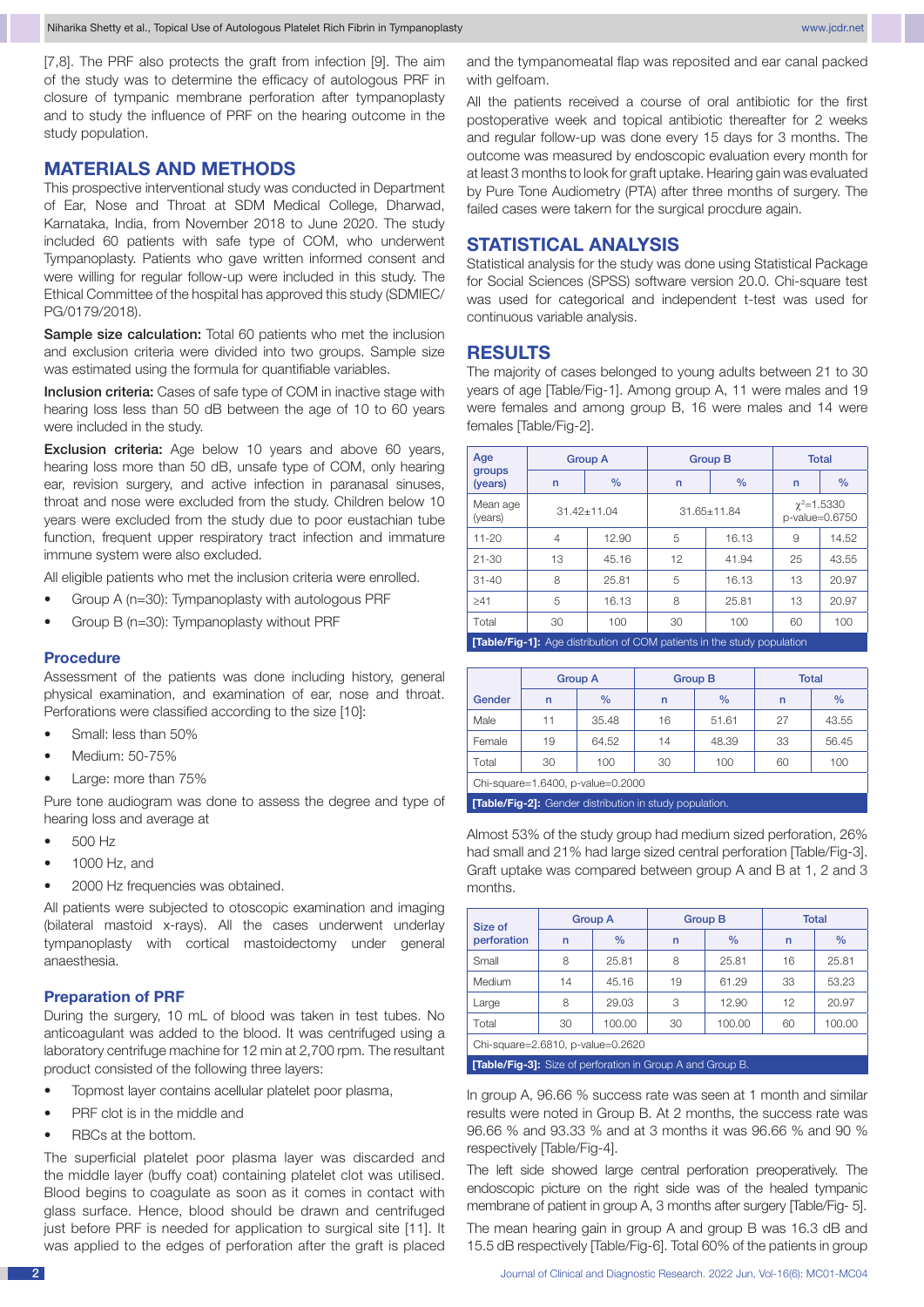[7,8]. The PRF also protects the graft from infection [9]. The aim of the study was to determine the efficacy of autologous PRF in closure of tympanic membrane perforation after tympanoplasty and to study the influence of PRF on the hearing outcome in the study population.

## MATERIALS AND METHODS

This prospective interventional study was conducted in Department of Ear, Nose and Throat at SDM Medical College, Dharwad, Karnataka, India, from November 2018 to June 2020. The study included 60 patients with safe type of COM, who underwent Tympanoplasty. Patients who gave written informed consent and were willing for regular follow-up were included in this study. The Ethical Committee of the hospital has approved this study (SDMIEC/PG/0179/2018).

**Sample size calculation:** Total 60 patients who met the inclusion and exclusion criteria were divided into two groups. Sample size was estimated using the formula for quantifiable variables.

**Inclusion criteria:** Cases of safe type of COM in inactive stage with hearing loss less than 50 dB between the age of 10 to 60 years were included in the study.

**Exclusion criteria:** Age below 10 years and above 60 years, hearing loss more than 50 dB, unsafe type of COM, only hearing ear, revision surgery, and active infection in paranasal sinuses, throat and nose were excluded from the study. Children below 10 years were excluded from the study due to poor eustachian tube function, frequent upper respiratory tract infection and immature immune system were also excluded.

All eligible patients who met the inclusion criteria were enrolled.

- Group A (n=30): Tympanoplasty with autologous PRF
- Group B (n=30): Tympanoplasty without PRF

### Procedure

Assessment of the patients was done including history, general physical examination, and examination of ear, nose and throat. Perforations were classified according to the size [10]:

- Small: less than 50%
- Medium: 50-75%
- Large: more than 75%

Pure tone audiogram was done to assess the degree and type of hearing loss and average at

- 500 Hz
- 1000 Hz, and
- 2000 Hz frequencies was obtained.

All patients were subjected to otoscopic examination and imaging (bilateral mastoid x-rays). All the cases underwent underlay tympanoplasty with cortical mastoidectomy under general anaesthesia.

### Preparation of PRF

During the surgery, 10 mL of blood was taken in test tubes. No anticoagulant was added to the blood. It was centrifuged using a laboratory centrifuge machine for 12 min at 2,700 rpm. The resultant product consisted of the following three layers:

- Topmost layer contains acellular platelet poor plasma,
- PRF clot is in the middle and
- RBCs at the bottom.

The superficial platelet poor plasma layer was discarded and the middle layer (buffy coat) containing platelet clot was utilised. Blood begins to coagulate as soon as it comes in contact with glass surface. Hence, blood should be drawn and centrifuged just before PRF is needed for application to surgical site [11]. It was applied to the edges of perforation after the graft is placed and the tympanomeatal flap was reposited and ear canal packed with gelfoam.

All the patients received a course of oral antibiotic for the first postoperative week and topical antibiotic thereafter for 2 weeks and regular follow-up was done every 15 days for 3 months. The outcome was measured by endoscopic evaluation every month for at least 3 months to look for graft uptake. Hearing gain was evaluated by Pure Tone Audiometry (PTA) after three months of surgery. The failed cases were takern for the surgical procdure again.

## STATISTICAL ANALYSIS

Statistical analysis for the study was done using Statistical Package for Social Sciences (SPSS) software version 20.0. Chi-square test was used for categorical and independent t-test was used for continuous variable analysis.

## RESULTS

The majority of cases belonged to young adults between 21 to 30 years of age [Table/Fig-1]. Among group A, 11 were males and 19 were females and among group B, 16 were males and 14 were females [Table/Fig-2].

| Age groups (years) | Group A | | Group B | | Total | |
|---|---|---|---|---|---|---|
| | n | % | n | % | n | % |
| Mean age (years) | 31.42±11.04 | | 31.65±11.84 | | $\chi^2$=1.5330 p-value=0.6750 | |
| 11-20 | 4 | 12.90 | 5 | 16.13 | 9 | 14.52 |
| 21-30 | 13 | 45.16 | 12 | 41.94 | 25 | 43.55 |
| 31-40 | 8 | 25.81 | 5 | 16.13 | 13 | 20.97 |
| ≥41 | 5 | 16.13 | 8 | 25.81 | 13 | 20.97 |
| Total | 30 | 100 | 30 | 100 | 60 | 100 |

**[Table/Fig-1]:** Age distribution of COM patients in the study population

| Gender | Group A | | Group B | | Total | |
|---|---|---|---|---|---|---|
| | n | % | n | % | n | % |
| Male | 11 | 35.48 | 16 | 51.61 | 27 | 43.55 |
| Female | 19 | 64.52 | 14 | 48.39 | 33 | 56.45 |
| Total | 30 | 100 | 30 | 100 | 60 | 100 |
| Chi-square=1.6400, p-value=0.2000 | | | | | | |

**[Table/Fig-2]:** Gender distribution in study population.

Almost 53% of the study group had medium sized perforation, 26% had small and 21% had large sized central perforation [Table/Fig-3]. Graft uptake was compared between group A and B at 1, 2 and 3 months.

| Size of perforation | Group A | | Group B | | Total | |
|---|---|---|---|---|---|---|
| | n | % | n | % | n | % |
| Small | 8 | 25.81 | 8 | 25.81 | 16 | 25.81 |
| Medium | 14 | 45.16 | 19 | 61.29 | 33 | 53.23 |
| Large | 8 | 29.03 | 3 | 12.90 | 12 | 20.97 |
| Total | 30 | 100.00 | 30 | 100.00 | 60 | 100.00 |
| Chi-square=2.6810, p-value=0.2620 | | | | | | |

**[Table/Fig-3]:** Size of perforation in Group A and Group B.

In group A, 96.66 % success rate was seen at 1 month and similar results were noted in Group B. At 2 months, the success rate was 96.66 % and 93.33 % and at 3 months it was 96.66 % and 90 % respectively [Table/Fig-4].

The left side showed large central perforation preoperatively. The endoscopic picture on the right side was of the healed tympanic membrane of patient in group A, 3 months after surgery [Table/Fig- 5].

The mean hearing gain in group A and group B was 16.3 dB and 15.5 dB respectively [Table/Fig-6]. Total 60% of the patients in group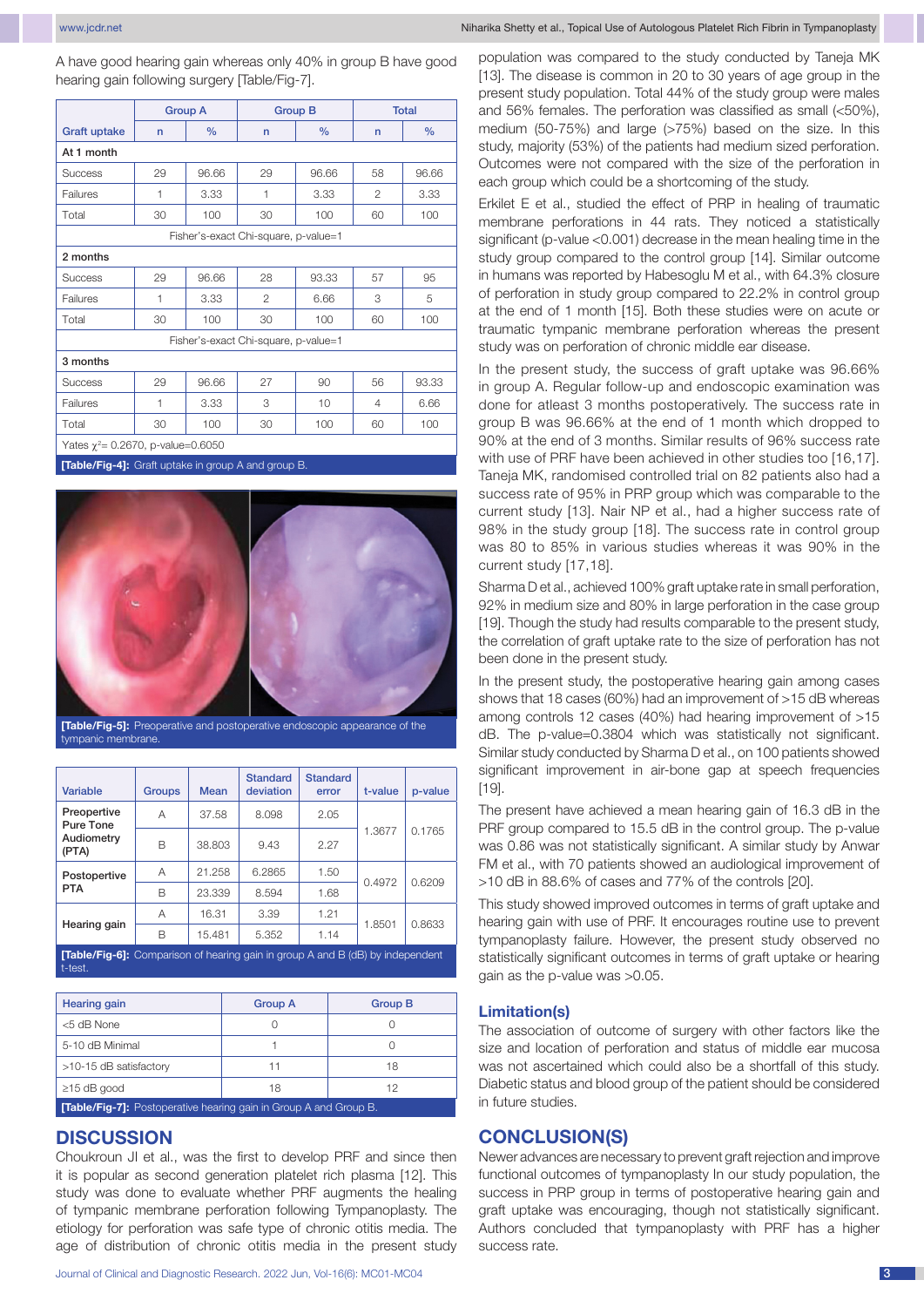A have good hearing gain whereas only 40% in group B have good hearing gain following surgery [Table/Fig-7].

| Graft uptake | Group A | | Group B | | Total | |
|---|---|---|---|---|---|---|
| | n | % | n | % | n | % |
| **At 1 month** | | | | | | |
| Success | 29 | 96.66 | 29 | 96.66 | 58 | 96.66 |
| Failures | 1 | 3.33 | 1 | 3.33 | 2 | 3.33 |
| Total | 30 | 100 | 30 | 100 | 60 | 100 |
| Fisher's-exact Chi-square, p-value=1 | | | | | | |
| **2 months** | | | | | | |
| Success | 29 | 96.66 | 28 | 93.33 | 57 | 95 |
| Failures | 1 | 3.33 | 2 | 6.66 | 3 | 5 |
| Total | 30 | 100 | 30 | 100 | 60 | 100 |
| Fisher's-exact Chi-square, p-value=1 | | | | | | |
| **3 months** | | | | | | |
| Success | 29 | 96.66 | 27 | 90 | 56 | 93.33 |
| Failures | 1 | 3.33 | 3 | 10 | 4 | 6.66 |
| Total | 30 | 100 | 30 | 100 | 60 | 100 |
| Yates $\chi^2$= 0.2670, p-value=0.6050 | | | | | | |

**[Table/Fig-4]:** Graft uptake in group A and group B.

**[Table/Fig-5]:** Preoperative and postoperative endoscopic appearance of the tympanic membrane.

| Variable | Groups | Mean | Standard deviation | Standard error | t-value | p-value |
|---|---|---|---|---|---|---|
| Preoperative Pure Tone Audiometry (PTA) | A | 37.58 | 8.098 | 2.05 | 1.3677 | 0.1765 |
| | B | 38.803 | 9.43 | 2.27 | | |
| Postopertive PTA | A | 21.258 | 6.2865 | 1.50 | 0.4972 | 0.6209 |
| | B | 23.339 | 8.594 | 1.68 | | |
| Hearing gain | A | 16.31 | 3.39 | 1.21 | 1.8501 | 0.8633 |
| | B | 15.481 | 5.352 | 1.14 | | |

**[Table/Fig-6]:** Comparison of hearing gain in group A and B (dB) by independent t-test.

| Hearing gain | Group A | Group B |
|---|---|---|
| <5 dB None | 0 | 0 |
| 5-10 dB Minimal | 1 | 0 |
| >10-15 dB satisfactory | 11 | 18 |
| ≥15 dB good | 18 | 12 |

**[Table/Fig-7]:** Postoperative hearing gain in Group A and Group B.

## DISCUSSION

Choukroun JI et al., was the first to develop PRF and since then it is popular as second generation platelet rich plasma [12]. This study was done to evaluate whether PRF augments the healing of tympanic membrane perforation following Tympanoplasty. The etiology for perforation was safe type of chronic otitis media. The age of distribution of chronic otitis media in the present study population was compared to the study conducted by Taneja MK [13]. The disease is common in 20 to 30 years of age group in the present study population. Total 44% of the study group were males and 56% females. The perforation was classified as small (<50%), medium (50-75%) and large (>75%) based on the size. In this study, majority (53%) of the patients had medium sized perforation. Outcomes were not compared with the size of the perforation in each group which could be a shortcoming of the study.

Erkilet E et al., studied the effect of PRP in healing of traumatic membrane perforations in 44 rats. They noticed a statistically significant (p-value <0.001) decrease in the mean healing time in the study group compared to the control group [14]. Similar outcome in humans was reported by Habesoglu M et al., with 64.3% closure of perforation in study group compared to 22.2% in control group at the end of 1 month [15]. Both these studies were on acute or traumatic tympanic membrane perforation whereas the present study was on perforation of chronic middle ear disease.

In the present study, the success of graft uptake was 96.66% in group A. Regular follow-up and endoscopic examination was done for atleast 3 months postoperatively. The success rate in group B was 96.66% at the end of 1 month which dropped to 90% at the end of 3 months. Similar results of 96% success rate with use of PRF have been achieved in other studies too [16,17]. Taneja MK, randomised controlled trial on 82 patients also had a success rate of 95% in PRP group which was comparable to the current study [13]. Nair NP et al., had a higher success rate of 98% in the study group [18]. The success rate in control group was 80 to 85% in various studies whereas it was 90% in the current study [17,18].

Sharma D et al., achieved 100% graft uptake rate in small perforation, 92% in medium size and 80% in large perforation in the case group [19]. Though the study had results comparable to the present study, the correlation of graft uptake rate to the size of perforation has not been done in the present study.

In the present study, the postoperative hearing gain among cases shows that 18 cases (60%) had an improvement of >15 dB whereas among controls 12 cases (40%) had hearing improvement of >15 dB. The p-value=0.3804 which was statistically not significant. Similar study conducted by Sharma D et al., on 100 patients showed significant improvement in air-bone gap at speech frequencies [19].

The present have achieved a mean hearing gain of 16.3 dB in the PRF group compared to 15.5 dB in the control group. The p-value was 0.86 was not statistically significant. A similar study by Anwar FM et al., with 70 patients showed an audiological improvement of >10 dB in 88.6% of cases and 77% of the controls [20].

This study showed improved outcomes in terms of graft uptake and hearing gain with use of PRF. It encourages routine use to prevent tympanoplasty failure. However, the present study observed no statistically significant outcomes in terms of graft uptake or hearing gain as the p-value was >0.05.

## Limitation(s)

The association of outcome of surgery with other factors like the size and location of perforation and status of middle ear mucosa was not ascertained which could also be a shortfall of this study. Diabetic status and blood group of the patient should be considered in future studies.

## CONCLUSION(S)

Newer advances are necessary to prevent graft rejection and improve functional outcomes of tympanoplasty In our study population, the success in PRP group in terms of postoperative hearing gain and graft uptake was encouraging, though not statistically significant. Authors concluded that tympanoplasty with PRF has a higher success rate.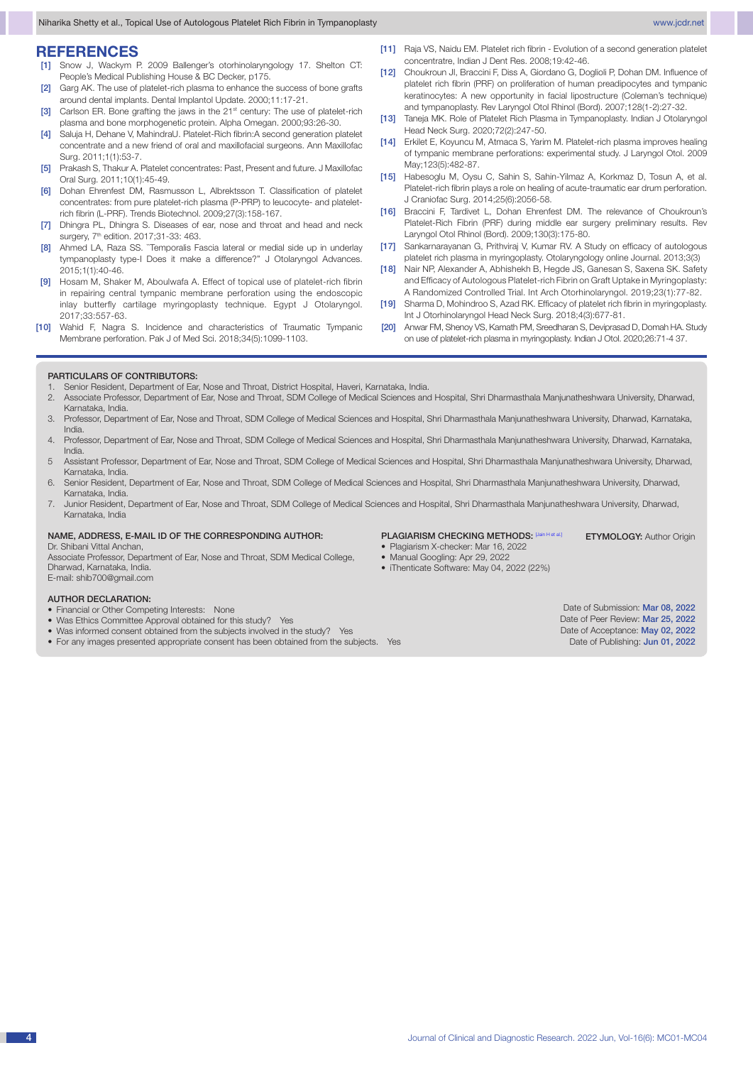# REFERENCES

[1] Snow J, Wackym P. 2009 Ballenger's otorhinolaryngology 17. Shelton CT: People's Medical Publishing House & BC Decker, p175.

[2] Garg AK. The use of platelet-rich plasma to enhance the success of bone grafts around dental implants. Dental Implantol Update. 2000;11:17-21.

[3] Carlson ER. Bone grafting the jaws in the 21st century: The use of platelet-rich plasma and bone morphogenetic protein. Alpha Omegan. 2000;93:26-30.

[4] Saluja H, Dehane V, MahindraU. Platelet-Rich fibrin:A second generation platelet concentrate and a new friend of oral and maxillofacial surgeons. Ann Maxillofac Surg. 2011;1(1):53-7.

[5] Prakash S, Thakur A. Platelet concentrates: Past, Present and future. J Maxillofac Oral Surg. 2011;10(1):45-49.

[6] Dohan Ehrenfest DM, Rasmusson L, Albrektsson T. Classification of platelet concentrates: from pure platelet-rich plasma (P-PRP) to leucocyte- and platelet-rich fibrin (L-PRF). Trends Biotechnol. 2009;27(3):158-167.

[7] Dhingra PL, Dhingra S. Diseases of ear, nose and throat and head and neck surgery, 7th edition. 2017;31-33: 463.

[8] Ahmed LA, Raza SS. "Temporalis Fascia lateral or medial side up in underlay tympanoplasty type-I Does it make a difference?" J Otolaryngol Advances. 2015;1(1):40-46.

[9] Hosam M, Shaker M, Aboulwafa A. Effect of topical use of platelet-rich fibrin in repairing central tympanic membrane perforation using the endoscopic inlay butterfly cartilage myringoplasty technique. Egypt J Otolaryngol. 2017;33:557-63.

[10] Wahid F, Nagra S. Incidence and characteristics of Traumatic Tympanic Membrane perforation. Pak J of Med Sci. 2018;34(5):1099-1103.

[11] Raja VS, Naidu EM. Platelet rich fibrin - Evolution of a second generation platelet concentrate, Indian J Dent Res. 2008;19:42-46.

[12] Choukroun JI, Braccini F, Diss A, Giordano G, Doglioli P, Dohan DM. Influence of platelet rich fibrin (PRF) on proliferation of human preadipocytes and tympanic keratinocytes: A new opportunity in facial lipostructure (Coleman's technique) and tympanoplasty. Rev Laryngol Otol Rhinol (Bord). 2007;128(1-2):27-32.

[13] Taneja MK. Role of Platelet Rich Plasma in Tympanoplasty. Indian J Otolaryngol Head Neck Surg. 2020;72(2):247-50.

[14] Erkilet E, Koyuncu M, Atmaca S, Yarim M. Platelet-rich plasma improves healing of tympanic membrane perforations: experimental study. J Laryngol Otol. 2009 May;123(5):482-87.

[15] Habesoglu M, Oysu C, Sahin S, Sahin-Yilmaz A, Korkmaz D, Tosun A, et al. Platelet-rich fibrin plays a role on healing of acute-traumatic ear drum perforation. J Craniofac Surg. 2014;25(6):2056-58.

[16] Braccini F, Tardivet L, Dohan Ehrenfest DM. The relevance of Choukroun's Platelet-Rich Fibrin (PRF) during middle ear surgery preliminary results. Rev Laryngol Otol Rhinol (Bord). 2009;130(3):175-80.

[17] Sankarnarayanan G, Prithviraj V, Kumar RV. A Study on efficacy of autologous platelet rich plasma in myringoplasty. Otolaryngology online Journal. 2013;3(3)

[18] Nair NP, Alexander A, Abhishekh B, Hegde JS, Ganesan S, Saxena SK. Safety and Efficacy of Autologous Platelet-rich Fibrin on Graft Uptake in Myringoplasty: A Randomized Controlled Trial. Int Arch Otorhinolaryngol. 2019;23(1):77-82.

[19] Sharma D, Mohindroo S, Azad RK. Efficacy of platelet rich fibrin in myringoplasty. Int J Otorhinolaryngol Head Neck Surg. 2018;4(3):677-81.

[20] Anwar FM, Shenoy VS, Kamath PM, Sreedharan S, Deviprasad D, Domah HA. Study on use of platelet-rich plasma in myringoplasty. Indian J Otol. 2020;26:71-4 37.

**PARTICULARS OF CONTRIBUTORS:**

1. Senior Resident, Department of Ear, Nose and Throat, District Hospital, Haveri, Karnataka, India.
2. Associate Professor, Department of Ear, Nose and Throat, SDM College of Medical Sciences and Hospital, Shri Dharmasthala Manjunatheshwara University, Dharwad, Karnataka, India.
3. Professor, Department of Ear, Nose and Throat, SDM College of Medical Sciences and Hospital, Shri Dharmasthala Manjunatheshwara University, Dharwad, Karnataka, India.
4. Professor, Department of Ear, Nose and Throat, SDM College of Medical Sciences and Hospital, Shri Dharmasthala Manjunatheshwara University, Dharwad, Karnataka, India.
5. Assistant Professor, Department of Ear, Nose and Throat, SDM College of Medical Sciences and Hospital, Shri Dharmasthala Manjunatheshwara University, Dharwad, Karnataka, India.
6. Senior Resident, Department of Ear, Nose and Throat, SDM College of Medical Sciences and Hospital, Shri Dharmasthala Manjunatheshwara University, Dharwad, Karnataka, India.
7. Junior Resident, Department of Ear, Nose and Throat, SDM College of Medical Sciences and Hospital, Shri Dharmasthala Manjunatheshwara University, Dharwad, Karnataka, India

**NAME, ADDRESS, E-MAIL ID OF THE CORRESPONDING AUTHOR:**
Dr. Shibani Vittal Anchan,
Associate Professor, Department of Ear, Nose and Throat, SDM Medical College, Dharwad, Karnataka, India.
E-mail: shib700@gmail.com

**PLAGIARISM CHECKING METHODS:** [Jain H et al.]
- Plagiarism X-checker: Mar 16, 2022
- Manual Googling: Apr 29, 2022
- iThenticate Software: May 04, 2022 (22%)

**ETYMOLOGY:** Author Origin

**AUTHOR DECLARATION:**
- Financial or Other Competing Interests: None
- Was Ethics Committee Approval obtained for this study? Yes
- Was informed consent obtained from the subjects involved in the study? Yes
- For any images presented appropriate consent has been obtained from the subjects. Yes

Date of Submission: **Mar 08, 2022**
Date of Peer Review: **Mar 25, 2022**
Date of Acceptance: **May 02, 2022**
Date of Publishing: **Jun 01, 2022**